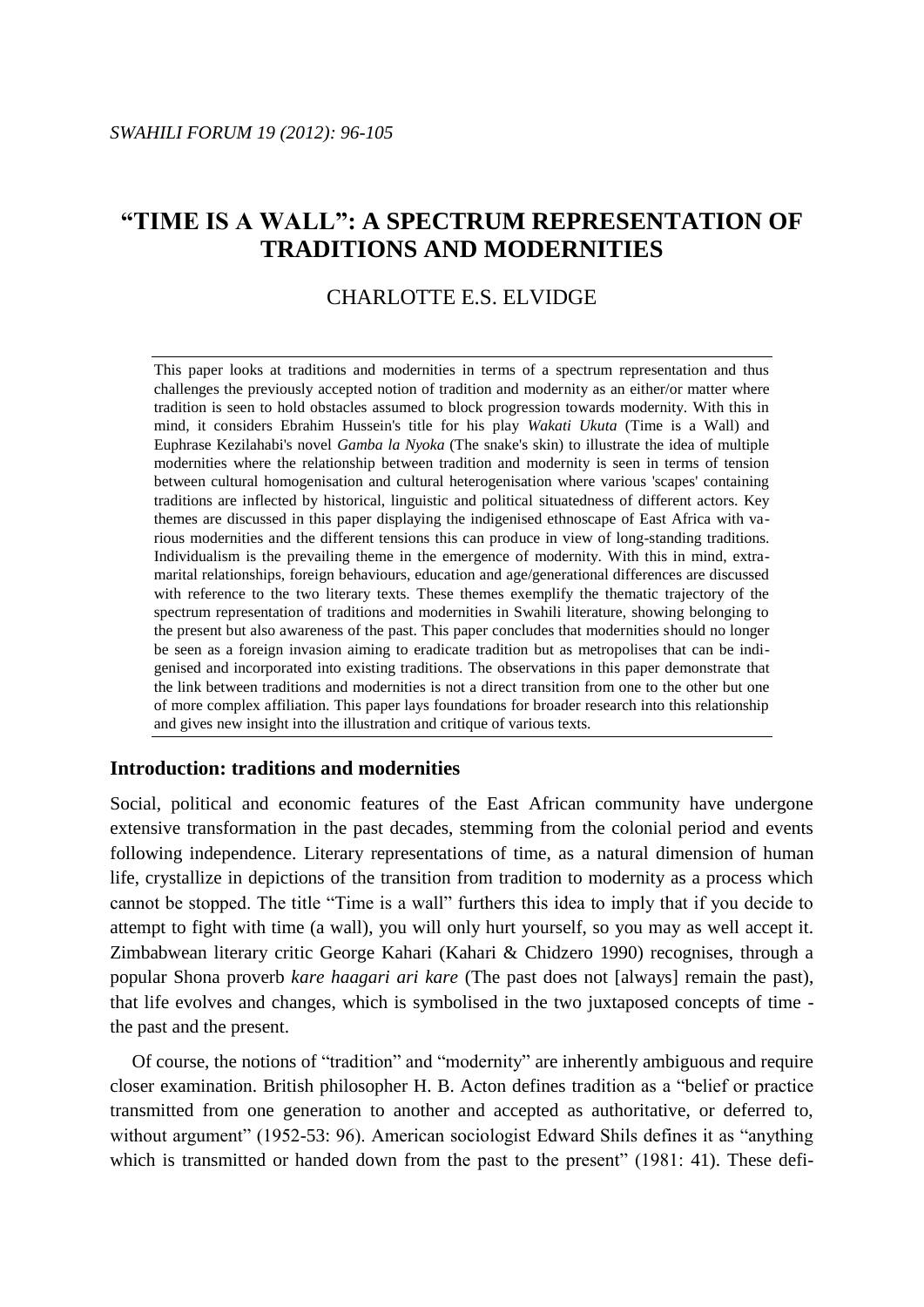# "TIME IS A WALL": A SPECTRUM REPRESENTATION OF TRADITIONS AND MODERNITIES

CHARLOTTE E.S. ELVIDGE

This paper looks at traditions and modernities in terms of a spectrum representation and thus challenges the previously accepted notion of tradition and modernity as an either/or matter where tradition is seen to hold obstacles assumed to block progression towards modernity. With this in mind, it considers Ebrahim Hussein's title for his play *Wakati Ukuta* (Time is a Wall) and Euphrase Kezilahabi's novel *Gamba la Nyoka* (The snake's skin) to illustrate the idea of multiple modernities where the relationship between tradition and modernity is seen in terms of tension between cultural homogenisation and cultural heterogenisation where various 'scapes' containing traditions are inflected by historical, linguistic and political situatedness of different actors. Key themes are discussed in this paper displaying the indigenised ethnoscape of East Africa with various modernities and the different tensions this can produce in view of long-standing traditions. Individualism is the prevailing theme in the emergence of modernity. With this in mind, extra-marital relationships, foreign behaviours, education and age/generational differences are discussed with reference to the two literary texts. These themes exemplify the thematic trajectory of the spectrum representation of traditions and modernities in Swahili literature, showing belonging to the present but also awareness of the past. This paper concludes that modernities should no longer be seen as a foreign invasion aiming to eradicate tradition but as metropolises that can be indigenised and incorporated into existing traditions. The observations in this paper demonstrate that the link between traditions and modernities is not a direct transition from one to the other but one of more complex affiliation. This paper lays foundations for broader research into this relationship and gives new insight into the illustration and critique of various texts.

## Introduction: traditions and modernities

Social, political and economic features of the East African community have undergone extensive transformation in the past decades, stemming from the colonial period and events following independence. Literary representations of time, as a natural dimension of human life, crystallize in depictions of the transition from tradition to modernity as a process which cannot be stopped. The title "Time is a wall" furthers this idea to imply that if you decide to attempt to fight with time (a wall), you will only hurt yourself, so you may as well accept it. Zimbabwean literary critic George Kahari (Kahari & Chidzero 1990) recognises, through a popular Shona proverb *kare haagari ari kare* (The past does not [always] remain the past), that life evolves and changes, which is symbolised in the two juxtaposed concepts of time - the past and the present.

Of course, the notions of "tradition" and "modernity" are inherently ambiguous and require closer examination. British philosopher H. B. Acton defines tradition as a "belief or practice transmitted from one generation to another and accepted as authoritative, or deferred to, without argument" (1952-53: 96). American sociologist Edward Shils defines it as "anything which is transmitted or handed down from the past to the present" (1981: 41). These defi-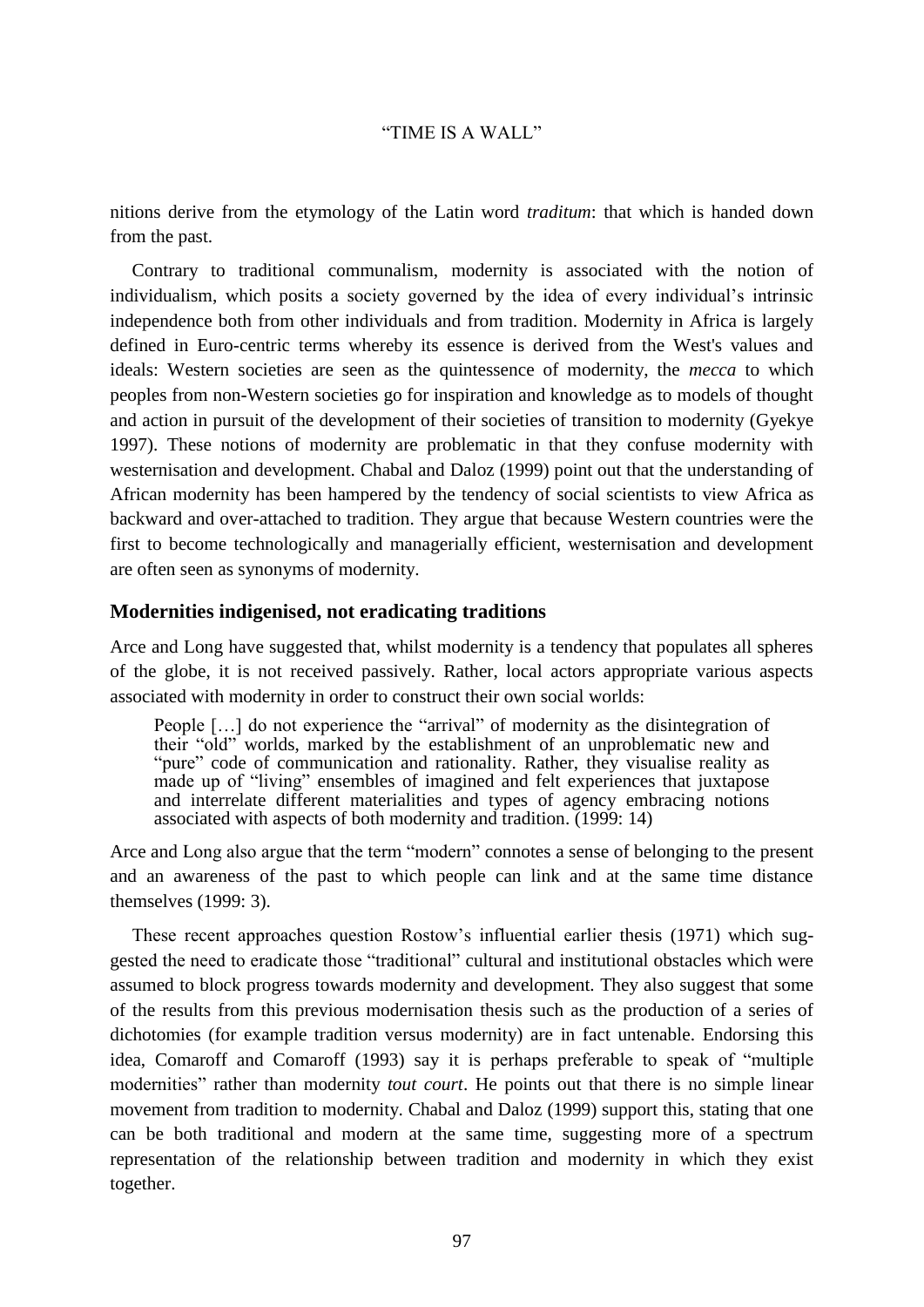nitions derive from the etymology of the Latin word *traditum*: that which is handed down from the past.

Contrary to traditional communalism, modernity is associated with the notion of individualism, which posits a society governed by the idea of every individual's intrinsic independence both from other individuals and from tradition. Modernity in Africa is largely defined in Euro-centric terms whereby its essence is derived from the West's values and ideals: Western societies are seen as the quintessence of modernity, the *mecca* to which peoples from non-Western societies go for inspiration and knowledge as to models of thought and action in pursuit of the development of their societies of transition to modernity (Gyekye 1997). These notions of modernity are problematic in that they confuse modernity with westernisation and development. Chabal and Daloz (1999) point out that the understanding of African modernity has been hampered by the tendency of social scientists to view Africa as backward and over-attached to tradition. They argue that because Western countries were the first to become technologically and managerially efficient, westernisation and development are often seen as synonyms of modernity.

## Modernities indigenised, not eradicating traditions

Arce and Long have suggested that, whilst modernity is a tendency that populates all spheres of the globe, it is not received passively. Rather, local actors appropriate various aspects associated with modernity in order to construct their own social worlds:

> People […] do not experience the "arrival" of modernity as the disintegration of their "old" worlds, marked by the establishment of an unproblematic new and "pure" code of communication and rationality. Rather, they visualise reality as made up of "living" ensembles of imagined and felt experiences that juxtapose and interrelate different materialities and types of agency embracing notions associated with aspects of both modernity and tradition. (1999: 14)

Arce and Long also argue that the term "modern" connotes a sense of belonging to the present and an awareness of the past to which people can link and at the same time distance themselves (1999: 3).

These recent approaches question Rostow's influential earlier thesis (1971) which suggested the need to eradicate those "traditional" cultural and institutional obstacles which were assumed to block progress towards modernity and development. They also suggest that some of the results from this previous modernisation thesis such as the production of a series of dichotomies (for example tradition versus modernity) are in fact untenable. Endorsing this idea, Comaroff and Comaroff (1993) say it is perhaps preferable to speak of "multiple modernities" rather than modernity *tout court*. He points out that there is no simple linear movement from tradition to modernity. Chabal and Daloz (1999) support this, stating that one can be both traditional and modern at the same time, suggesting more of a spectrum representation of the relationship between tradition and modernity in which they exist together.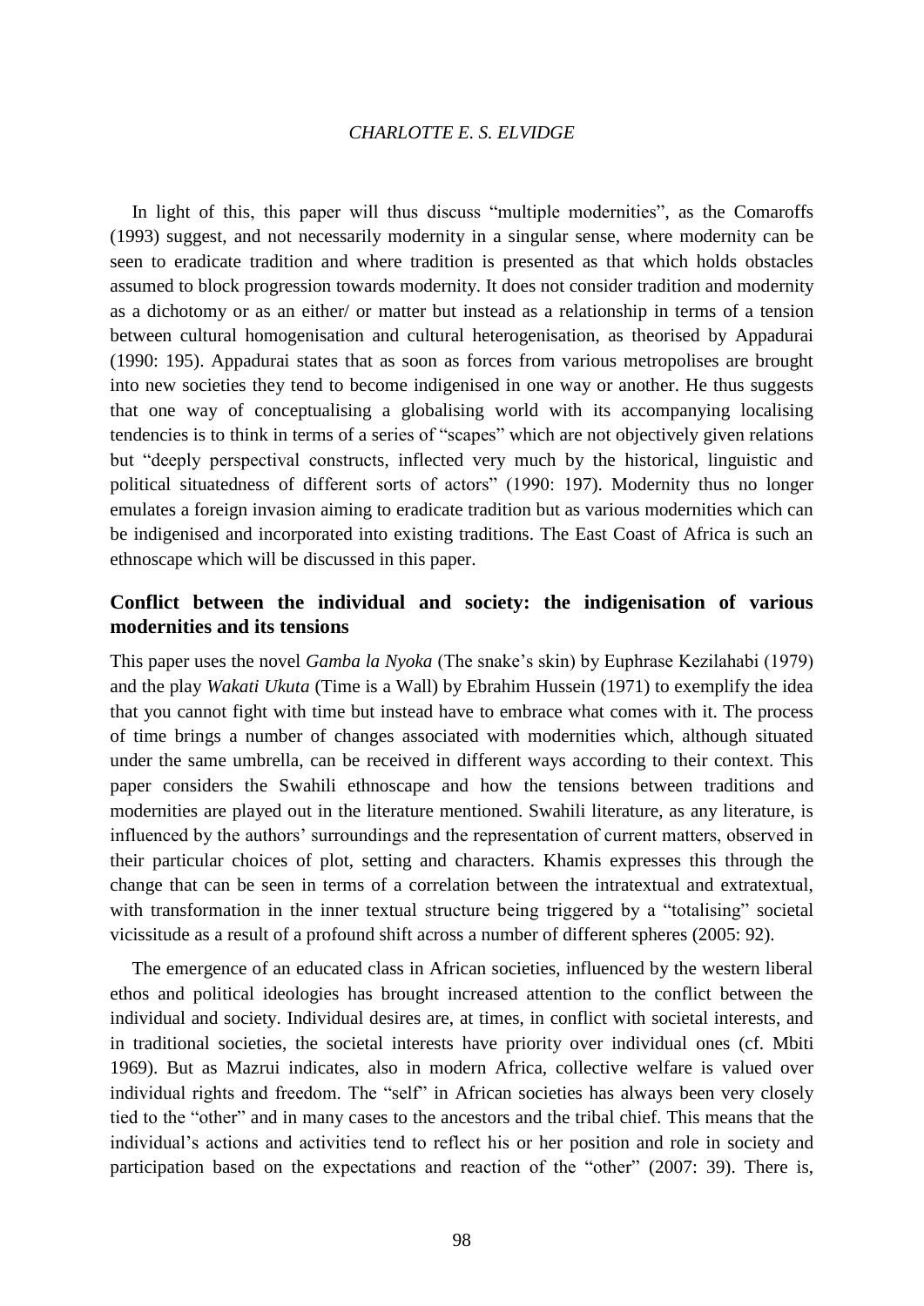In light of this, this paper will thus discuss "multiple modernities", as the Comaroffs (1993) suggest, and not necessarily modernity in a singular sense, where modernity can be seen to eradicate tradition and where tradition is presented as that which holds obstacles assumed to block progression towards modernity. It does not consider tradition and modernity as a dichotomy or as an either/ or matter but instead as a relationship in terms of a tension between cultural homogenisation and cultural heterogenisation, as theorised by Appadurai (1990: 195). Appadurai states that as soon as forces from various metropolises are brought into new societies they tend to become indigenised in one way or another. He thus suggests that one way of conceptualising a globalising world with its accompanying localising tendencies is to think in terms of a series of "scapes" which are not objectively given relations but "deeply perspectival constructs, inflected very much by the historical, linguistic and political situatedness of different sorts of actors" (1990: 197). Modernity thus no longer emulates a foreign invasion aiming to eradicate tradition but as various modernities which can be indigenised and incorporated into existing traditions. The East Coast of Africa is such an ethnoscape which will be discussed in this paper.

## Conflict between the individual and society: the indigenisation of various modernities and its tensions

This paper uses the novel *Gamba la Nyoka* (The snake's skin) by Euphrase Kezilahabi (1979) and the play *Wakati Ukuta* (Time is a Wall) by Ebrahim Hussein (1971) to exemplify the idea that you cannot fight with time but instead have to embrace what comes with it. The process of time brings a number of changes associated with modernities which, although situated under the same umbrella, can be received in different ways according to their context. This paper considers the Swahili ethnoscape and how the tensions between traditions and modernities are played out in the literature mentioned. Swahili literature, as any literature, is influenced by the authors' surroundings and the representation of current matters, observed in their particular choices of plot, setting and characters. Khamis expresses this through the change that can be seen in terms of a correlation between the intratextual and extratextual, with transformation in the inner textual structure being triggered by a "totalising" societal vicissitude as a result of a profound shift across a number of different spheres (2005: 92).

The emergence of an educated class in African societies, influenced by the western liberal ethos and political ideologies has brought increased attention to the conflict between the individual and society. Individual desires are, at times, in conflict with societal interests, and in traditional societies, the societal interests have priority over individual ones (cf. Mbiti 1969). But as Mazrui indicates, also in modern Africa, collective welfare is valued over individual rights and freedom. The "self" in African societies has always been very closely tied to the "other" and in many cases to the ancestors and the tribal chief. This means that the individual's actions and activities tend to reflect his or her position and role in society and participation based on the expectations and reaction of the "other" (2007: 39). There is,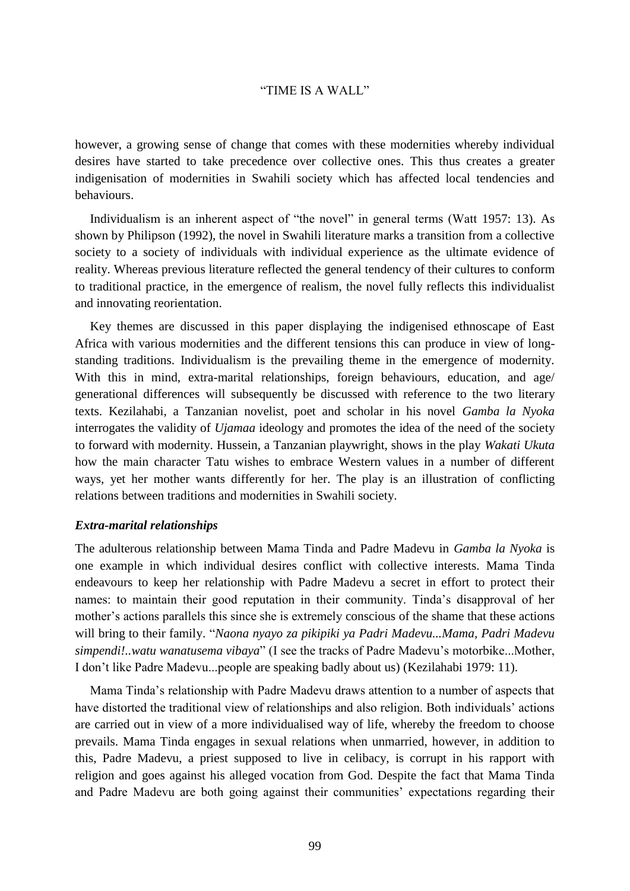however, a growing sense of change that comes with these modernities whereby individual desires have started to take precedence over collective ones. This thus creates a greater indigenisation of modernities in Swahili society which has affected local tendencies and behaviours.

Individualism is an inherent aspect of "the novel" in general terms (Watt 1957: 13). As shown by Philipson (1992), the novel in Swahili literature marks a transition from a collective society to a society of individuals with individual experience as the ultimate evidence of reality. Whereas previous literature reflected the general tendency of their cultures to conform to traditional practice, in the emergence of realism, the novel fully reflects this individualist and innovating reorientation.

Key themes are discussed in this paper displaying the indigenised ethnoscape of East Africa with various modernities and the different tensions this can produce in view of long-standing traditions. Individualism is the prevailing theme in the emergence of modernity. With this in mind, extra-marital relationships, foreign behaviours, education, and age/ generational differences will subsequently be discussed with reference to the two literary texts. Kezilahabi, a Tanzanian novelist, poet and scholar in his novel *Gamba la Nyoka* interrogates the validity of *Ujamaa* ideology and promotes the idea of the need of the society to forward with modernity. Hussein, a Tanzanian playwright, shows in the play *Wakati Ukuta* how the main character Tatu wishes to embrace Western values in a number of different ways, yet her mother wants differently for her. The play is an illustration of conflicting relations between traditions and modernities in Swahili society.

### *Extra-marital relationships*

The adulterous relationship between Mama Tinda and Padre Madevu in *Gamba la Nyoka* is one example in which individual desires conflict with collective interests. Mama Tinda endeavours to keep her relationship with Padre Madevu a secret in effort to protect their names: to maintain their good reputation in their community. Tinda's disapproval of her mother's actions parallels this since she is extremely conscious of the shame that these actions will bring to their family. "*Naona nyayo za pikipiki ya Padri Madevu...Mama, Padri Madevu simpendi!..watu wanatusema vibaya*" (I see the tracks of Padre Madevu's motorbike...Mother, I don't like Padre Madevu...people are speaking badly about us) (Kezilahabi 1979: 11).

Mama Tinda's relationship with Padre Madevu draws attention to a number of aspects that have distorted the traditional view of relationships and also religion. Both individuals' actions are carried out in view of a more individualised way of life, whereby the freedom to choose prevails. Mama Tinda engages in sexual relations when unmarried, however, in addition to this, Padre Madevu, a priest supposed to live in celibacy, is corrupt in his rapport with religion and goes against his alleged vocation from God. Despite the fact that Mama Tinda and Padre Madevu are both going against their communities' expectations regarding their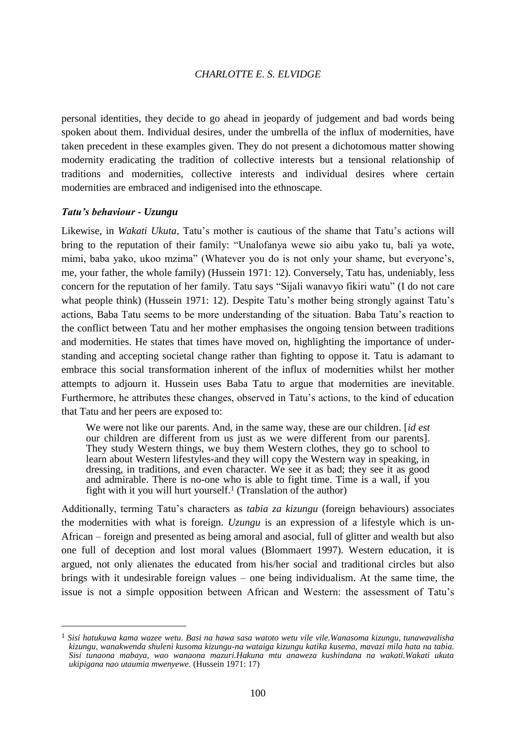personal identities, they decide to go ahead in jeopardy of judgement and bad words being spoken about them. Individual desires, under the umbrella of the influx of modernities, have taken precedent in these examples given. They do not present a dichotomous matter showing modernity eradicating the tradition of collective interests but a tensional relationship of traditions and modernities, collective interests and individual desires where certain modernities are embraced and indigenised into the ethnoscape.

### *Tatu's behaviour - Uzungu*

Likewise, in *Wakati Ukuta*, Tatu's mother is cautious of the shame that Tatu's actions will bring to the reputation of their family: "Unalofanya wewe sio aibu yako tu, bali ya wote, mimi, baba yako, ukoo mzima" (Whatever you do is not only your shame, but everyone's, me, your father, the whole family) (Hussein 1971: 12). Conversely, Tatu has, undeniably, less concern for the reputation of her family. Tatu says "Sijali wanavyo fikiri watu" (I do not care what people think) (Hussein 1971: 12). Despite Tatu's mother being strongly against Tatu's actions, Baba Tatu seems to be more understanding of the situation. Baba Tatu's reaction to the conflict between Tatu and her mother emphasises the ongoing tension between traditions and modernities. He states that times have moved on, highlighting the importance of understanding and accepting societal change rather than fighting to oppose it. Tatu is adamant to embrace this social transformation inherent of the influx of modernities whilst her mother attempts to adjourn it. Hussein uses Baba Tatu to argue that modernities are inevitable. Furthermore, he attributes these changes, observed in Tatu's actions, to the kind of education that Tatu and her peers are exposed to:

> We were not like our parents. And, in the same way, these are our children. [*id est* our children are different from us just as we were different from our parents]. They study Western things, we buy them Western clothes, they go to school to learn about Western lifestyles-and they will copy the Western way in speaking, in dressing, in traditions, and even character. We see it as bad; they see it as good and admirable. There is no-one who is able to fight time. Time is a wall, if you fight with it you will hurt yourself.[1] (Translation of the author)

Additionally, terming Tatu's characters as *tabia za kizungu* (foreign behaviours) associates the modernities with what is foreign. *Uzungu* is an expression of a lifestyle which is un-African – foreign and presented as being amoral and asocial, full of glitter and wealth but also one full of deception and lost moral values (Blommaert 1997). Western education, it is argued, not only alienates the educated from his/her social and traditional circles but also brings with it undesirable foreign values – one being individualism. At the same time, the issue is not a simple opposition between African and Western: the assessment of Tatu's

---

[1] *Sisi hatukuwa kama wazee wetu. Basi na hawa sasa watoto wetu vile vile.Wanasoma kizungu, tunawavalisha kizungu, wanakwenda shuleni kusoma kizungu-na wataiga kizungu katika kusema, mavazi mila hata na tabia. Sisi tunaona mabaya, wao wanaona mazuri.Hakuna mtu anaweza kushindana na wakati.Wakati ukuta ukipigana nao utaumia mwenyewe.* (Hussein 1971: 17)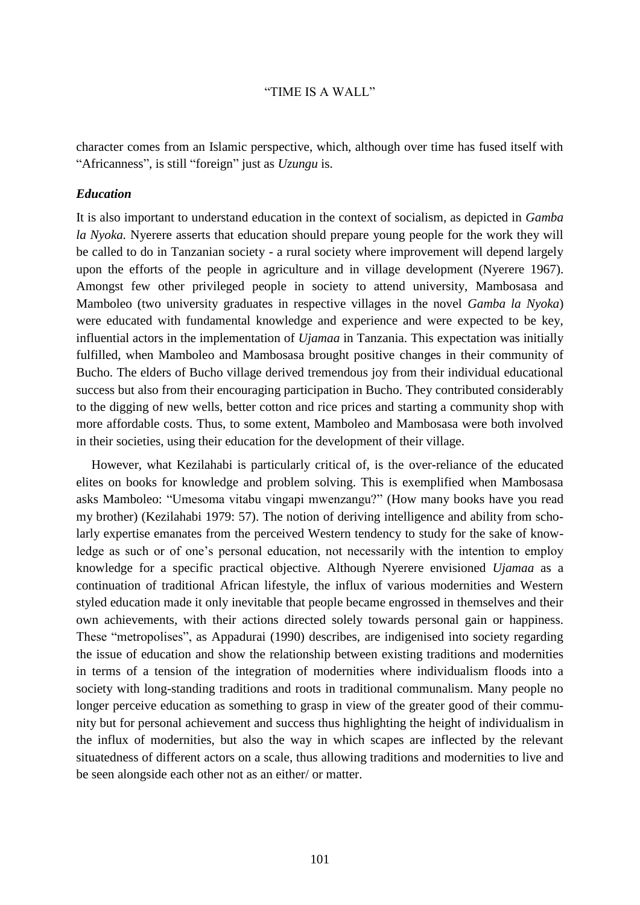character comes from an Islamic perspective, which, although over time has fused itself with "Africanness", is still "foreign" just as *Uzungu* is.

### *Education*

It is also important to understand education in the context of socialism, as depicted in *Gamba la Nyoka.* Nyerere asserts that education should prepare young people for the work they will be called to do in Tanzanian society - a rural society where improvement will depend largely upon the efforts of the people in agriculture and in village development (Nyerere 1967). Amongst few other privileged people in society to attend university, Mambosasa and Mamboleo (two university graduates in respective villages in the novel *Gamba la Nyoka*) were educated with fundamental knowledge and experience and were expected to be key, influential actors in the implementation of *Ujamaa* in Tanzania. This expectation was initially fulfilled, when Mamboleo and Mambosasa brought positive changes in their community of Bucho. The elders of Bucho village derived tremendous joy from their individual educational success but also from their encouraging participation in Bucho. They contributed considerably to the digging of new wells, better cotton and rice prices and starting a community shop with more affordable costs. Thus, to some extent, Mamboleo and Mambosasa were both involved in their societies, using their education for the development of their village.

However, what Kezilahabi is particularly critical of, is the over-reliance of the educated elites on books for knowledge and problem solving. This is exemplified when Mambosasa asks Mamboleo: "Umesoma vitabu vingapi mwenzangu?" (How many books have you read my brother) (Kezilahabi 1979: 57). The notion of deriving intelligence and ability from scholarly expertise emanates from the perceived Western tendency to study for the sake of knowledge as such or of one's personal education, not necessarily with the intention to employ knowledge for a specific practical objective. Although Nyerere envisioned *Ujamaa* as a continuation of traditional African lifestyle, the influx of various modernities and Western styled education made it only inevitable that people became engrossed in themselves and their own achievements, with their actions directed solely towards personal gain or happiness. These "metropolises", as Appadurai (1990) describes, are indigenised into society regarding the issue of education and show the relationship between existing traditions and modernities in terms of a tension of the integration of modernities where individualism floods into a society with long-standing traditions and roots in traditional communalism. Many people no longer perceive education as something to grasp in view of the greater good of their community but for personal achievement and success thus highlighting the height of individualism in the influx of modernities, but also the way in which scapes are inflected by the relevant situatedness of different actors on a scale, thus allowing traditions and modernities to live and be seen alongside each other not as an either/ or matter.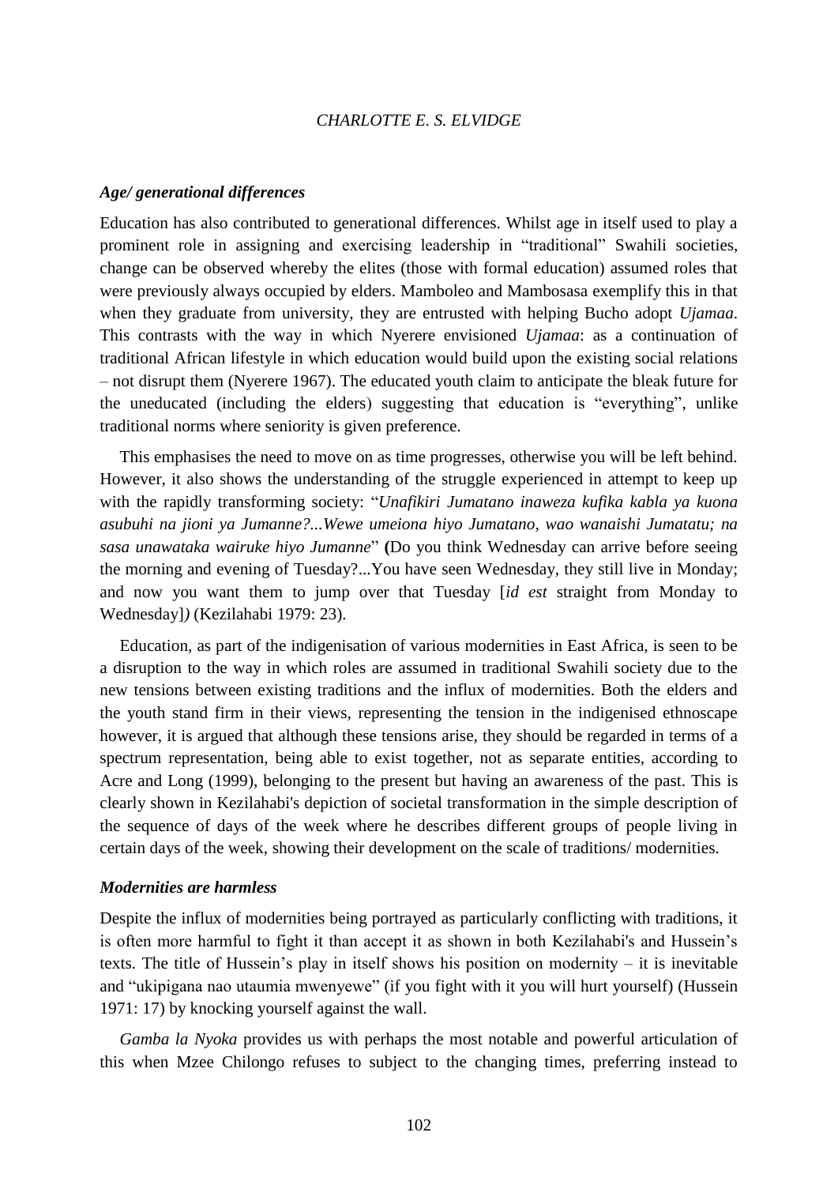### *Age/ generational differences*

Education has also contributed to generational differences. Whilst age in itself used to play a prominent role in assigning and exercising leadership in "traditional" Swahili societies, change can be observed whereby the elites (those with formal education) assumed roles that were previously always occupied by elders. Mamboleo and Mambosasa exemplify this in that when they graduate from university, they are entrusted with helping Bucho adopt *Ujamaa*. This contrasts with the way in which Nyerere envisioned *Ujamaa*: as a continuation of traditional African lifestyle in which education would build upon the existing social relations – not disrupt them (Nyerere 1967). The educated youth claim to anticipate the bleak future for the uneducated (including the elders) suggesting that education is "everything", unlike traditional norms where seniority is given preference.

This emphasises the need to move on as time progresses, otherwise you will be left behind. However, it also shows the understanding of the struggle experienced in attempt to keep up with the rapidly transforming society: "*Unafikiri Jumatano inaweza kufika kabla ya kuona asubuhi na jioni ya Jumanne?...Wewe umeiona hiyo Jumatano, wao wanaishi Jumatatu; na sasa unawataka wairuke hiyo Jumanne*" **(**Do you think Wednesday can arrive before seeing the morning and evening of Tuesday?...You have seen Wednesday, they still live in Monday; and now you want them to jump over that Tuesday [*id est* straight from Monday to Wednesday]*)* (Kezilahabi 1979: 23).

Education, as part of the indigenisation of various modernities in East Africa, is seen to be a disruption to the way in which roles are assumed in traditional Swahili society due to the new tensions between existing traditions and the influx of modernities. Both the elders and the youth stand firm in their views, representing the tension in the indigenised ethnoscape however, it is argued that although these tensions arise, they should be regarded in terms of a spectrum representation, being able to exist together, not as separate entities, according to Acre and Long (1999), belonging to the present but having an awareness of the past. This is clearly shown in Kezilahabi's depiction of societal transformation in the simple description of the sequence of days of the week where he describes different groups of people living in certain days of the week, showing their development on the scale of traditions/ modernities.

### *Modernities are harmless*

Despite the influx of modernities being portrayed as particularly conflicting with traditions, it is often more harmful to fight it than accept it as shown in both Kezilahabi's and Hussein's texts. The title of Hussein's play in itself shows his position on modernity – it is inevitable and "ukipigana nao utaumia mwenyewe" (if you fight with it you will hurt yourself) (Hussein 1971: 17) by knocking yourself against the wall.

*Gamba la Nyoka* provides us with perhaps the most notable and powerful articulation of this when Mzee Chilongo refuses to subject to the changing times, preferring instead to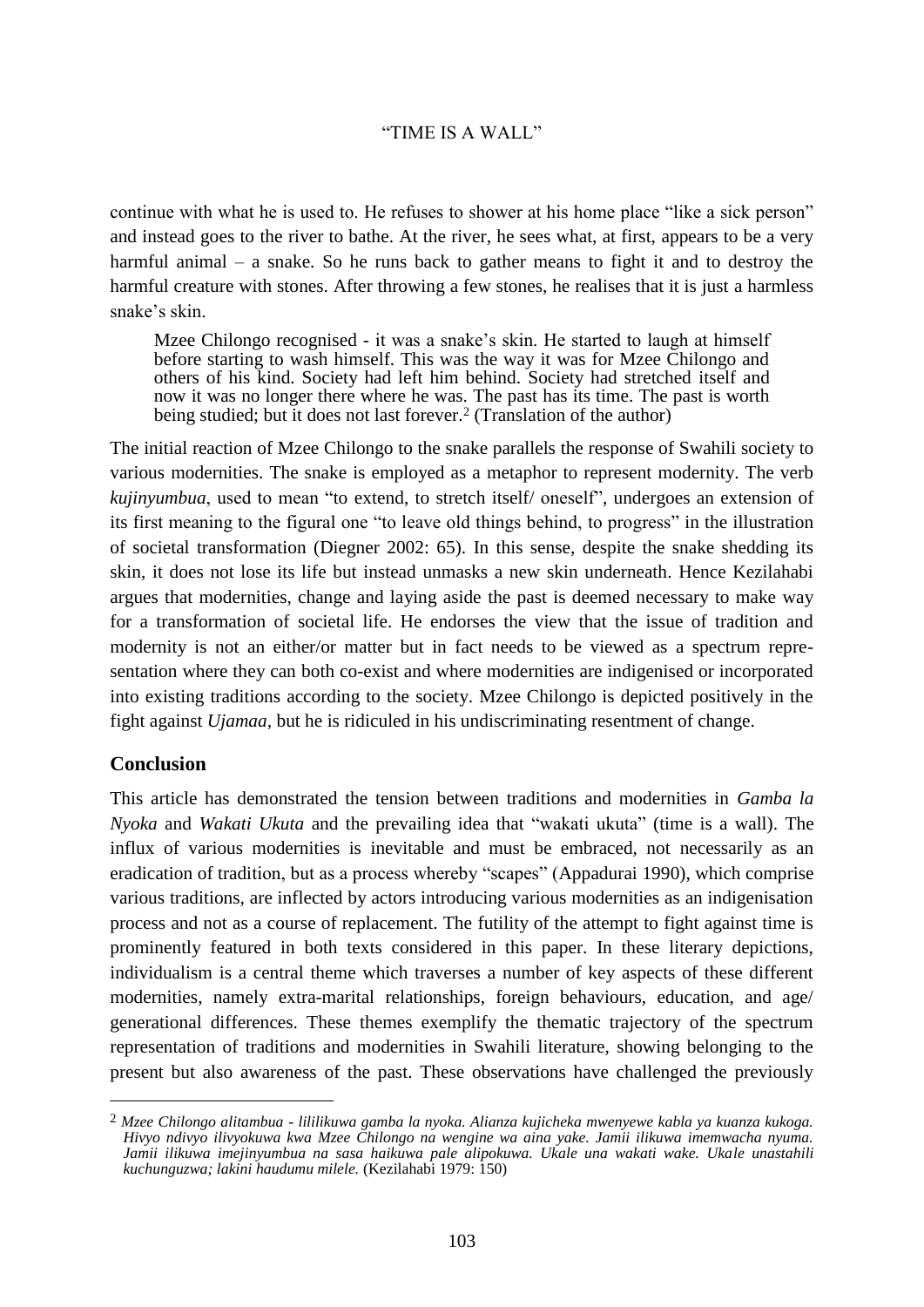continue with what he is used to. He refuses to shower at his home place "like a sick person" and instead goes to the river to bathe. At the river, he sees what, at first, appears to be a very harmful animal – a snake. So he runs back to gather means to fight it and to destroy the harmful creature with stones. After throwing a few stones, he realises that it is just a harmless snake's skin.

> Mzee Chilongo recognised - it was a snake's skin. He started to laugh at himself before starting to wash himself. This was the way it was for Mzee Chilongo and others of his kind. Society had left him behind. Society had stretched itself and now it was no longer there where he was. The past has its time. The past is worth being studied; but it does not last forever.[2] (Translation of the author)

The initial reaction of Mzee Chilongo to the snake parallels the response of Swahili society to various modernities. The snake is employed as a metaphor to represent modernity. The verb *kujinyumbua*, used to mean "to extend, to stretch itself/ oneself", undergoes an extension of its first meaning to the figural one "to leave old things behind, to progress" in the illustration of societal transformation (Diegner 2002: 65). In this sense, despite the snake shedding its skin, it does not lose its life but instead unmasks a new skin underneath. Hence Kezilahabi argues that modernities, change and laying aside the past is deemed necessary to make way for a transformation of societal life. He endorses the view that the issue of tradition and modernity is not an either/or matter but in fact needs to be viewed as a spectrum representation where they can both co-exist and where modernities are indigenised or incorporated into existing traditions according to the society. Mzee Chilongo is depicted positively in the fight against *Ujamaa*, but he is ridiculed in his undiscriminating resentment of change.

## Conclusion

This article has demonstrated the tension between traditions and modernities in *Gamba la Nyoka* and *Wakati Ukuta* and the prevailing idea that "wakati ukuta" (time is a wall). The influx of various modernities is inevitable and must be embraced, not necessarily as an eradication of tradition, but as a process whereby "scapes" (Appadurai 1990), which comprise various traditions, are inflected by actors introducing various modernities as an indigenisation process and not as a course of replacement. The futility of the attempt to fight against time is prominently featured in both texts considered in this paper. In these literary depictions, individualism is a central theme which traverses a number of key aspects of these different modernities, namely extra-marital relationships, foreign behaviours, education, and age/ generational differences. These themes exemplify the thematic trajectory of the spectrum representation of traditions and modernities in Swahili literature, showing belonging to the present but also awareness of the past. These observations have challenged the previously

---

[2] *Mzee Chilongo alitambua - lililikuwa gamba la nyoka. Alianza kujicheka mwenyewe kabla ya kuanza kukoga. Hivyo ndivyo ilivyokuwa kwa Mzee Chilongo na wengine wa aina yake. Jamii ilikuwa imemwacha nyuma. Jamii ilikuwa imejinyumbua na sasa haikuwa pale alipokuwa. Ukale una wakati wake. Ukale unastahili kuchunguzwa; lakini haudumu milele.* (Kezilahabi 1979: 150)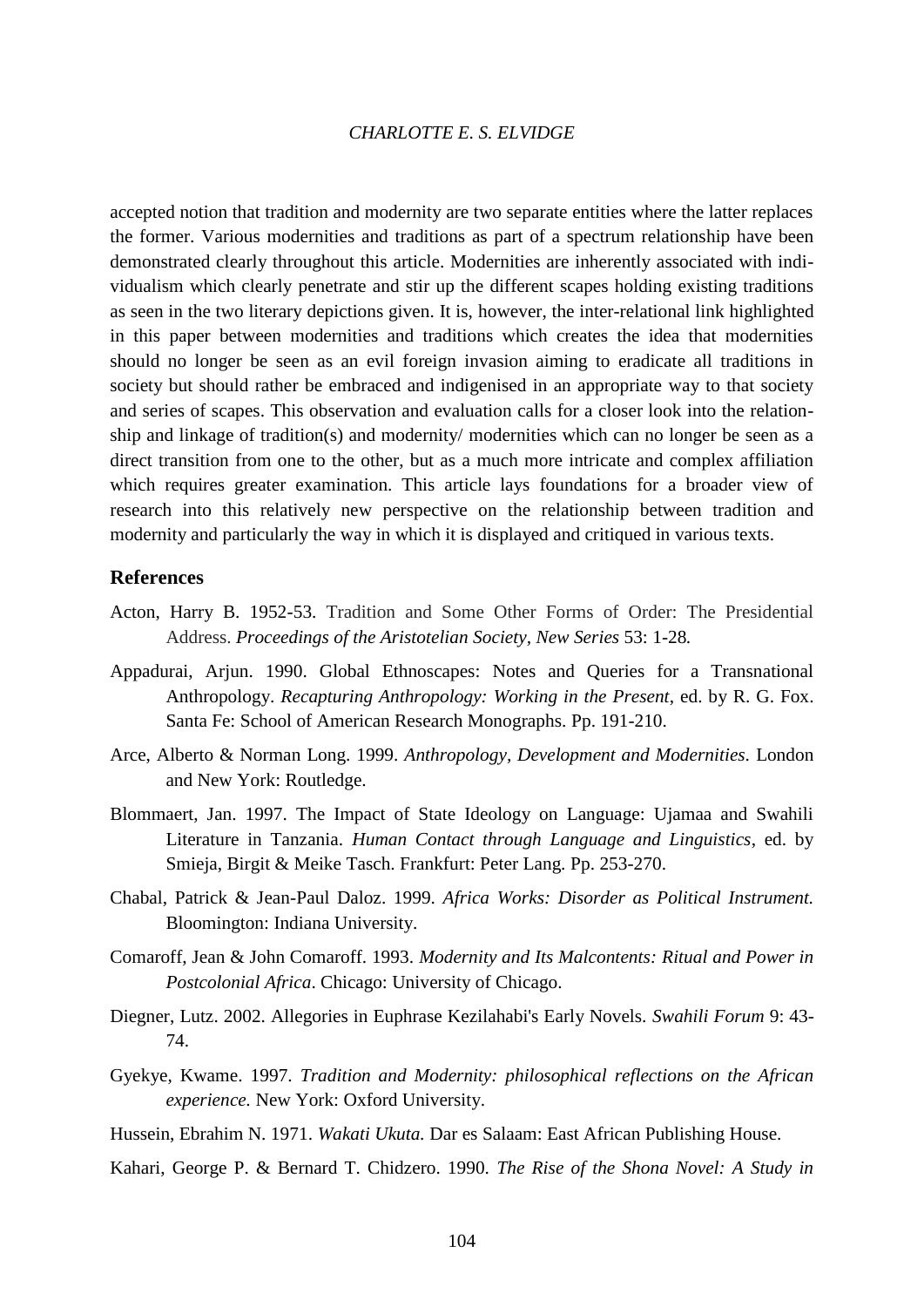accepted notion that tradition and modernity are two separate entities where the latter replaces the former. Various modernities and traditions as part of a spectrum relationship have been demonstrated clearly throughout this article. Modernities are inherently associated with individualism which clearly penetrate and stir up the different scapes holding existing traditions as seen in the two literary depictions given. It is, however, the inter-relational link highlighted in this paper between modernities and traditions which creates the idea that modernities should no longer be seen as an evil foreign invasion aiming to eradicate all traditions in society but should rather be embraced and indigenised in an appropriate way to that society and series of scapes. This observation and evaluation calls for a closer look into the relationship and linkage of tradition(s) and modernity/ modernities which can no longer be seen as a direct transition from one to the other, but as a much more intricate and complex affiliation which requires greater examination. This article lays foundations for a broader view of research into this relatively new perspective on the relationship between tradition and modernity and particularly the way in which it is displayed and critiqued in various texts.

## References

Acton, Harry B. 1952-53. Tradition and Some Other Forms of Order: The Presidential Address. *Proceedings of the Aristotelian Society, New Series* 53: 1-28.

Appadurai, Arjun. 1990. Global Ethnoscapes: Notes and Queries for a Transnational Anthropology. *Recapturing Anthropology: Working in the Present*, ed. by R. G. Fox. Santa Fe: School of American Research Monographs. Pp. 191-210.

Arce, Alberto & Norman Long. 1999. *Anthropology, Development and Modernities*. London and New York: Routledge.

Blommaert, Jan. 1997. The Impact of State Ideology on Language: Ujamaa and Swahili Literature in Tanzania. *Human Contact through Language and Linguistics*, ed. by Smieja, Birgit & Meike Tasch. Frankfurt: Peter Lang. Pp. 253-270.

Chabal, Patrick & Jean-Paul Daloz. 1999. *Africa Works: Disorder as Political Instrument.* Bloomington: Indiana University.

Comaroff, Jean & John Comaroff. 1993. *Modernity and Its Malcontents: Ritual and Power in Postcolonial Africa*. Chicago: University of Chicago.

Diegner, Lutz. 2002. Allegories in Euphrase Kezilahabi's Early Novels. *Swahili Forum* 9: 43-74.

Gyekye, Kwame. 1997. *Tradition and Modernity: philosophical reflections on the African experience.* New York: Oxford University.

Hussein, Ebrahim N. 1971. *Wakati Ukuta.* Dar es Salaam: East African Publishing House.

Kahari, George P. & Bernard T. Chidzero. 1990. *The Rise of the Shona Novel: A Study in*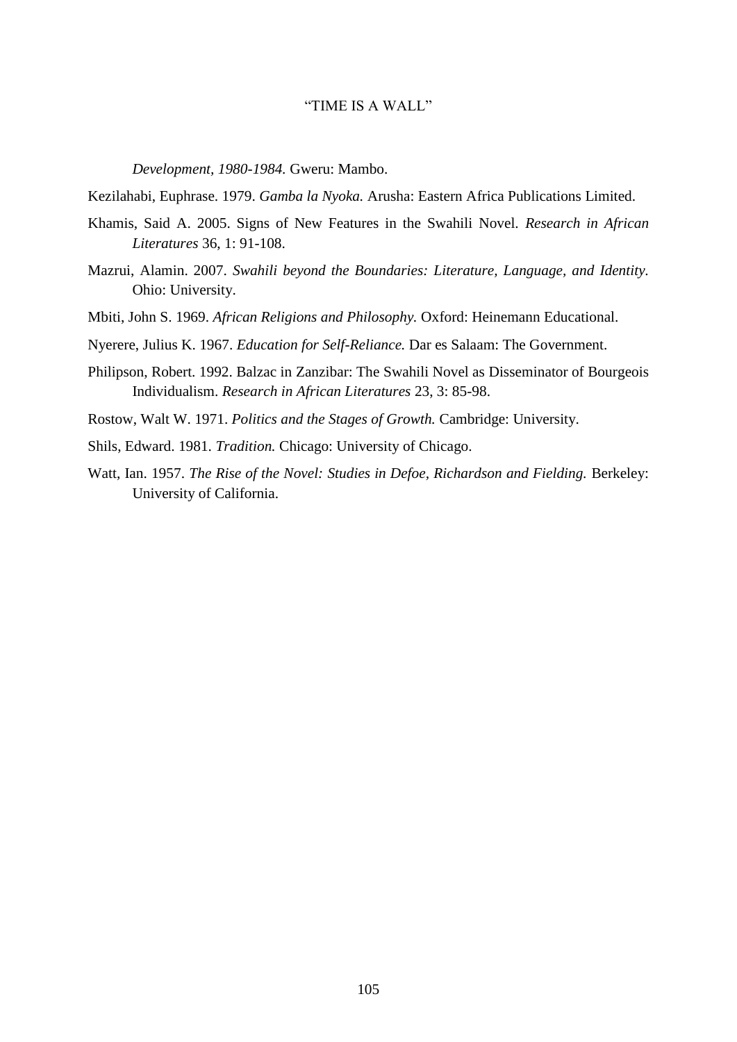*Development, 1980-1984.* Gweru: Mambo.

Kezilahabi, Euphrase. 1979. *Gamba la Nyoka.* Arusha: Eastern Africa Publications Limited.

Khamis, Said A. 2005. Signs of New Features in the Swahili Novel. *Research in African Literatures* 36, 1: 91-108.

Mazrui, Alamin. 2007. *Swahili beyond the Boundaries: Literature, Language, and Identity.* Ohio: University.

Mbiti, John S. 1969. *African Religions and Philosophy.* Oxford: Heinemann Educational.

Nyerere, Julius K. 1967. *Education for Self-Reliance.* Dar es Salaam: The Government.

Philipson, Robert. 1992. Balzac in Zanzibar: The Swahili Novel as Disseminator of Bourgeois Individualism. *Research in African Literatures* 23, 3: 85-98.

Rostow, Walt W. 1971. *Politics and the Stages of Growth.* Cambridge: University.

Shils, Edward. 1981. *Tradition.* Chicago: University of Chicago.

Watt, Ian. 1957. *The Rise of the Novel: Studies in Defoe, Richardson and Fielding.* Berkeley: University of California.